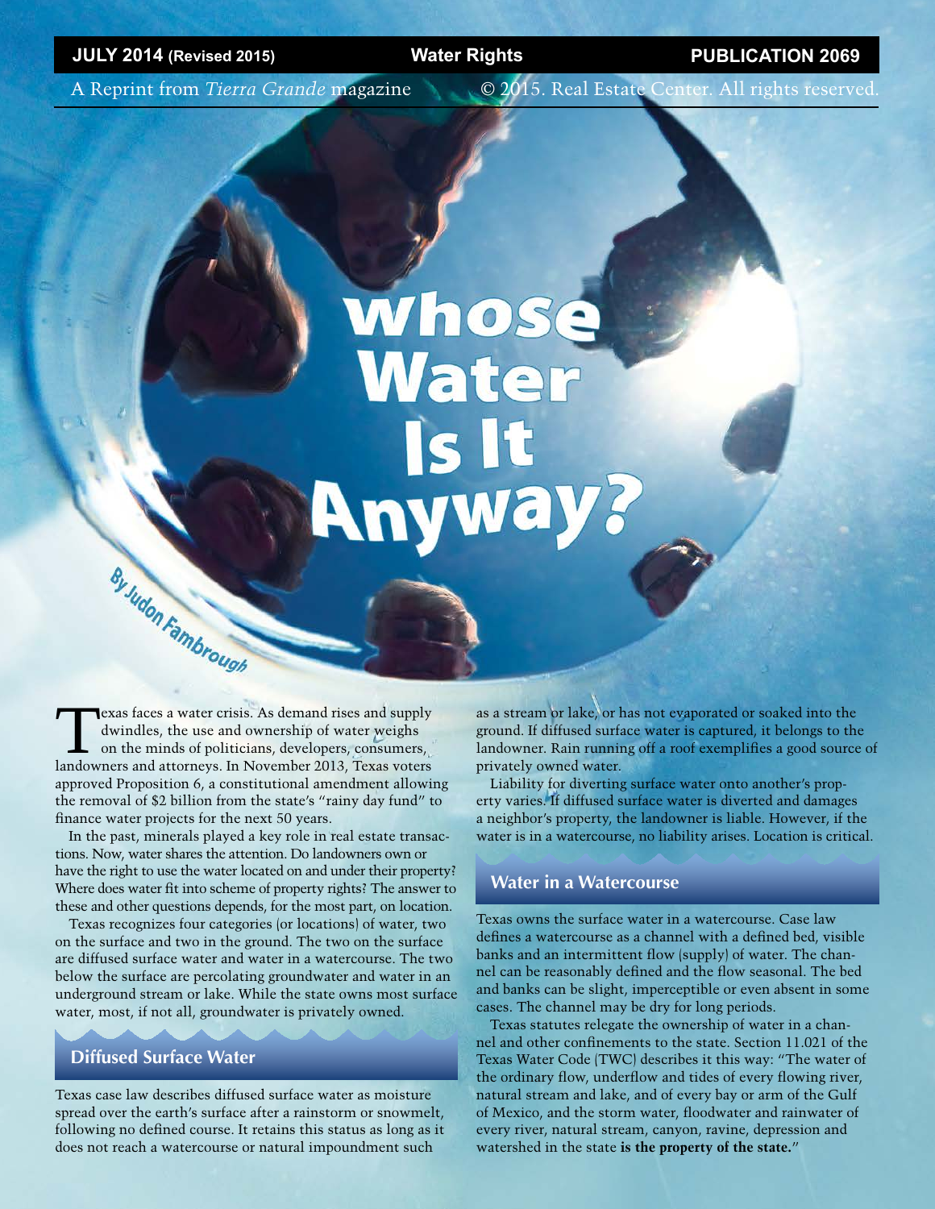JULY 2014 (Revised 2015) **Water Rights** PUBLICATION 2069

A Reprint from *Tierra Grande* magazine © 2015. Real Estate Center. All rights reserved.

# Whose Water Is It Anyway?

By Judon Fambrough

Texas faces a water crisis. As demand rises and supply dwindles, the use and ownership of water weighs on the minds of politicians, developers, consumers, landowners and attorneys. In November 2013, Texas voters approved Proposition 6, a constitutional amendment allowing the removal of $2 billion from the state's "rainy day fund" to finance water projects for the next 50 years.

In the past, minerals played a key role in real estate transactions. Now, water shares the attention. Do landowners own or have the right to use the water located on and under their property? Where does water fit into scheme of property rights? The answer to these and other questions depends, for the most part, on location.

Texas recognizes four categories (or locations) of water, two on the surface and two in the ground. The two on the surface are diffused surface water and water in a watercourse. The two below the surface are percolating groundwater and water in an underground stream or lake. While the state owns most surface water, most, if not all, groundwater is privately owned.

## Diffused Surface Water

Texas case law describes diffused surface water as moisture spread over the earth's surface after a rainstorm or snowmelt, following no defined course. It retains this status as long as it does not reach a watercourse or natural impoundment such as a stream or lake, or has not evaporated or soaked into the ground. If diffused surface water is captured, it belongs to the landowner. Rain running off a roof exemplifies a good source of privately owned water.

Liability for diverting surface water onto another's property varies. If diffused surface water is diverted and damages a neighbor's property, the landowner is liable. However, if the water is in a watercourse, no liability arises. Location is critical.

## Water in a Watercourse

Texas owns the surface water in a watercourse. Case law defines a watercourse as a channel with a defined bed, visible banks and an intermittent flow (supply) of water. The channel can be reasonably defined and the flow seasonal. The bed and banks can be slight, imperceptible or even absent in some cases. The channel may be dry for long periods.

Texas statutes relegate the ownership of water in a channel and other confinements to the state. Section 11.021 of the Texas Water Code (TWC) describes it this way: "The water of the ordinary flow, underflow and tides of every flowing river, natural stream and lake, and of every bay or arm of the Gulf of Mexico, and the storm water, floodwater and rainwater of every river, natural stream, canyon, ravine, depression and watershed in the state **is the property of the state.**"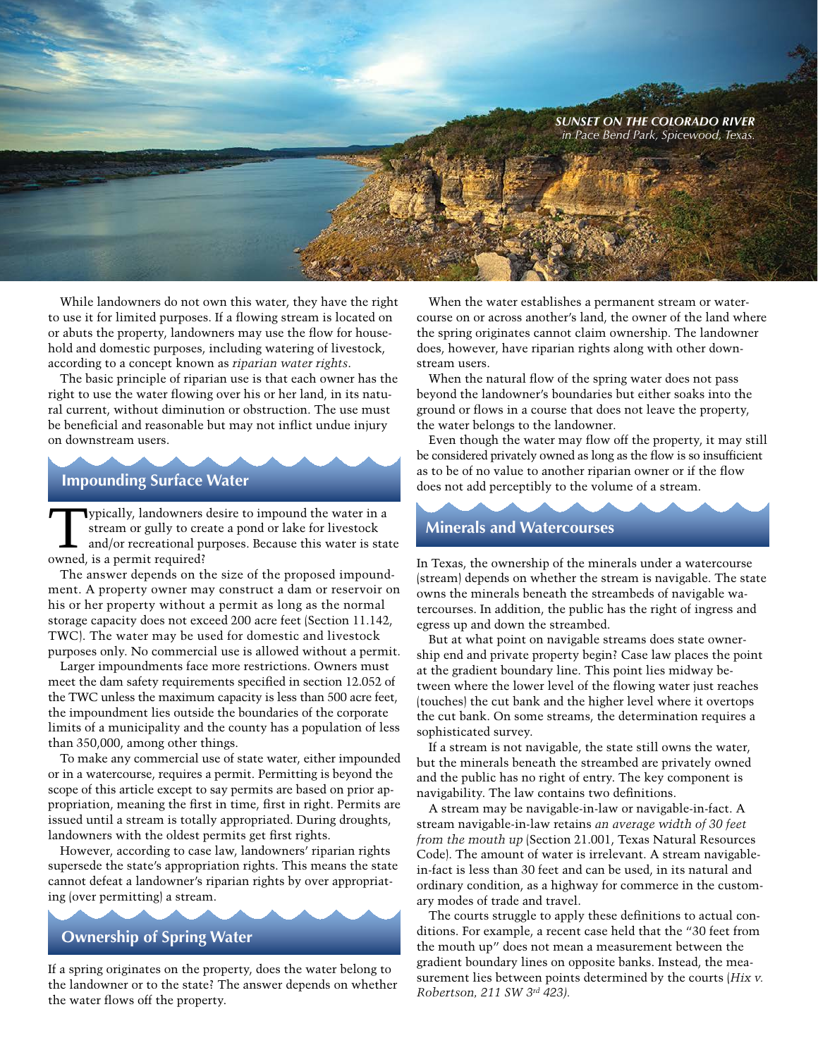*SUNSET ON THE COLORADO RIVER in Pace Bend Park, Spicewood, Texas.*

While landowners do not own this water, they have the right to use it for limited purposes. If a flowing stream is located on or abuts the property, landowners may use the flow for household and domestic purposes, including watering of livestock, according to a concept known as *riparian water rights*.

The basic principle of riparian use is that each owner has the right to use the water flowing over his or her land, in its natural current, without diminution or obstruction. The use must be beneficial and reasonable but may not inflict undue injury on downstream users.

## Impounding Surface Water

Typically, landowners desire to impound the water in a stream or gully to create a pond or lake for livestock and/or recreational purposes. Because this water is state owned, is a permit required?

The answer depends on the size of the proposed impoundment. A property owner may construct a dam or reservoir on his or her property without a permit as long as the normal storage capacity does not exceed 200 acre feet (Section 11.142, TWC). The water may be used for domestic and livestock purposes only. No commercial use is allowed without a permit.

Larger impoundments face more restrictions. Owners must meet the dam safety requirements specified in section 12.052 of the TWC unless the maximum capacity is less than 500 acre feet, the impoundment lies outside the boundaries of the corporate limits of a municipality and the county has a population of less than 350,000, among other things.

To make any commercial use of state water, either impounded or in a watercourse, requires a permit. Permitting is beyond the scope of this article except to say permits are based on prior appropriation, meaning the first in time, first in right. Permits are issued until a stream is totally appropriated. During droughts, landowners with the oldest permits get first rights.

However, according to case law, landowners' riparian rights supersede the state's appropriation rights. This means the state cannot defeat a landowner's riparian rights by over appropriating (over permitting) a stream.

## Ownership of Spring Water

If a spring originates on the property, does the water belong to the landowner or to the state? The answer depends on whether the water flows off the property.

When the water establishes a permanent stream or watercourse on or across another's land, the owner of the land where the spring originates cannot claim ownership. The landowner does, however, have riparian rights along with other downstream users.

When the natural flow of the spring water does not pass beyond the landowner's boundaries but either soaks into the ground or flows in a course that does not leave the property, the water belongs to the landowner.

Even though the water may flow off the property, it may still be considered privately owned as long as the flow is so insufficient as to be of no value to another riparian owner or if the flow does not add perceptibly to the volume of a stream.

## Minerals and Watercourses

In Texas, the ownership of the minerals under a watercourse (stream) depends on whether the stream is navigable. The state owns the minerals beneath the streambeds of navigable watercourses. In addition, the public has the right of ingress and egress up and down the streambed.

But at what point on navigable streams does state ownership end and private property begin? Case law places the point at the gradient boundary line. This point lies midway between where the lower level of the flowing water just reaches (touches) the cut bank and the higher level where it overtops the cut bank. On some streams, the determination requires a sophisticated survey.

If a stream is not navigable, the state still owns the water, but the minerals beneath the streambed are privately owned and the public has no right of entry. The key component is navigability. The law contains two definitions.

A stream may be navigable-in-law or navigable-in-fact. A stream navigable-in-law retains *an average width of 30 feet from the mouth up* (Section 21.001, Texas Natural Resources Code). The amount of water is irrelevant. A stream navigable-in-fact is less than 30 feet and can be used, in its natural and ordinary condition, as a highway for commerce in the customary modes of trade and travel.

The courts struggle to apply these definitions to actual conditions. For example, a recent case held that the "30 feet from the mouth up" does not mean a measurement between the gradient boundary lines on opposite banks. Instead, the measurement lies between points determined by the courts (*Hix v. Robertson, 211 SW 3rd 423).*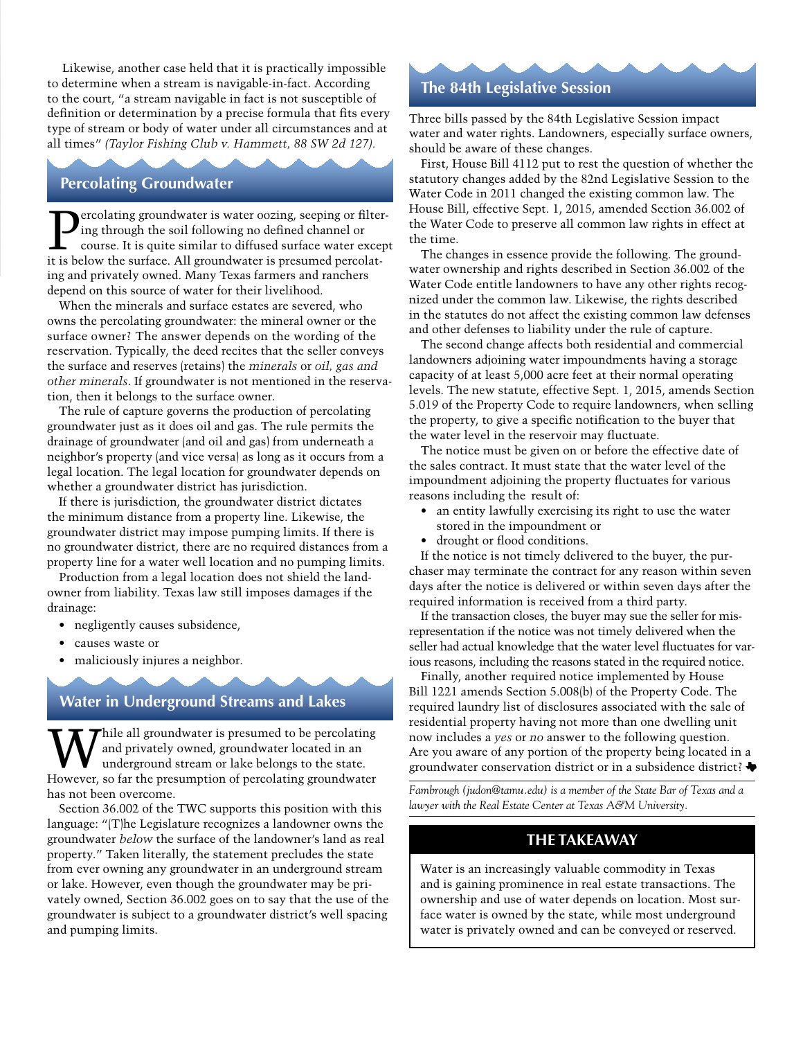Likewise, another case held that it is practically impossible to determine when a stream is navigable-in-fact. According to the court, "a stream navigable in fact is not susceptible of definition or determination by a precise formula that fits every type of stream or body of water under all circumstances and at all times" *(Taylor Fishing Club v. Hammett, 88 SW 2d 127).*

## Percolating Groundwater

Percolating groundwater is water oozing, seeping or filtering through the soil following no defined channel or course. It is quite similar to diffused surface water except it is below the surface. All groundwater is presumed percolating and privately owned. Many Texas farmers and ranchers depend on this source of water for their livelihood.

When the minerals and surface estates are severed, who owns the percolating groundwater: the mineral owner or the surface owner? The answer depends on the wording of the reservation. Typically, the deed recites that the seller conveys the surface and reserves (retains) the *minerals* or *oil, gas and other minerals*. If groundwater is not mentioned in the reservation, then it belongs to the surface owner.

The rule of capture governs the production of percolating groundwater just as it does oil and gas. The rule permits the drainage of groundwater (and oil and gas) from underneath a neighbor's property (and vice versa) as long as it occurs from a legal location. The legal location for groundwater depends on whether a groundwater district has jurisdiction.

If there is jurisdiction, the groundwater district dictates the minimum distance from a property line. Likewise, the groundwater district may impose pumping limits. If there is no groundwater district, there are no required distances from a property line for a water well location and no pumping limits.

Production from a legal location does not shield the landowner from liability. Texas law still imposes damages if the drainage:

- negligently causes subsidence,
- causes waste or
- maliciously injures a neighbor.

## Water in Underground Streams and Lakes

While all groundwater is presumed to be percolating and privately owned, groundwater located in an underground stream or lake belongs to the state. However, so far the presumption of percolating groundwater has not been overcome.

Section 36.002 of the TWC supports this position with this language: "(T)he Legislature recognizes a landowner owns the groundwater *below* the surface of the landowner's land as real property." Taken literally, the statement precludes the state from ever owning any groundwater in an underground stream or lake. However, even though the groundwater may be privately owned, Section 36.002 goes on to say that the use of the groundwater is subject to a groundwater district's well spacing and pumping limits.

## The 84th Legislative Session

Three bills passed by the 84th Legislative Session impact water and water rights. Landowners, especially surface owners, should be aware of these changes.

First, House Bill 4112 put to rest the question of whether the statutory changes added by the 82nd Legislative Session to the Water Code in 2011 changed the existing common law. The House Bill, effective Sept. 1, 2015, amended Section 36.002 of the Water Code to preserve all common law rights in effect at the time.

The changes in essence provide the following. The groundwater ownership and rights described in Section 36.002 of the Water Code entitle landowners to have any other rights recognized under the common law. Likewise, the rights described in the statutes do not affect the existing common law defenses and other defenses to liability under the rule of capture.

The second change affects both residential and commercial landowners adjoining water impoundments having a storage capacity of at least 5,000 acre feet at their normal operating levels. The new statute, effective Sept. 1, 2015, amends Section 5.019 of the Property Code to require landowners, when selling the property, to give a specific notification to the buyer that the water level in the reservoir may fluctuate.

The notice must be given on or before the effective date of the sales contract. It must state that the water level of the impoundment adjoining the property fluctuates for various reasons including the result of:

- an entity lawfully exercising its right to use the water stored in the impoundment or
- drought or flood conditions.

If the notice is not timely delivered to the buyer, the purchaser may terminate the contract for any reason within seven days after the notice is delivered or within seven days after the required information is received from a third party.

If the transaction closes, the buyer may sue the seller for misrepresentation if the notice was not timely delivered when the seller had actual knowledge that the water level fluctuates for various reasons, including the reasons stated in the required notice.

Finally, another required notice implemented by House Bill 1221 amends Section 5.008(b) of the Property Code. The required laundry list of disclosures associated with the sale of residential property having not more than one dwelling unit now includes a *yes* or *no* answer to the following question. Are you aware of any portion of the property being located in a groundwater conservation district or in a subsidence district?

*Fambrough (judon@tamu.edu) is a member of the State Bar of Texas and a lawyer with the Real Estate Center at Texas A&M University.*

## THE TAKEAWAY

Water is an increasingly valuable commodity in Texas and is gaining prominence in real estate transactions. The ownership and use of water depends on location. Most surface water is owned by the state, while most underground water is privately owned and can be conveyed or reserved.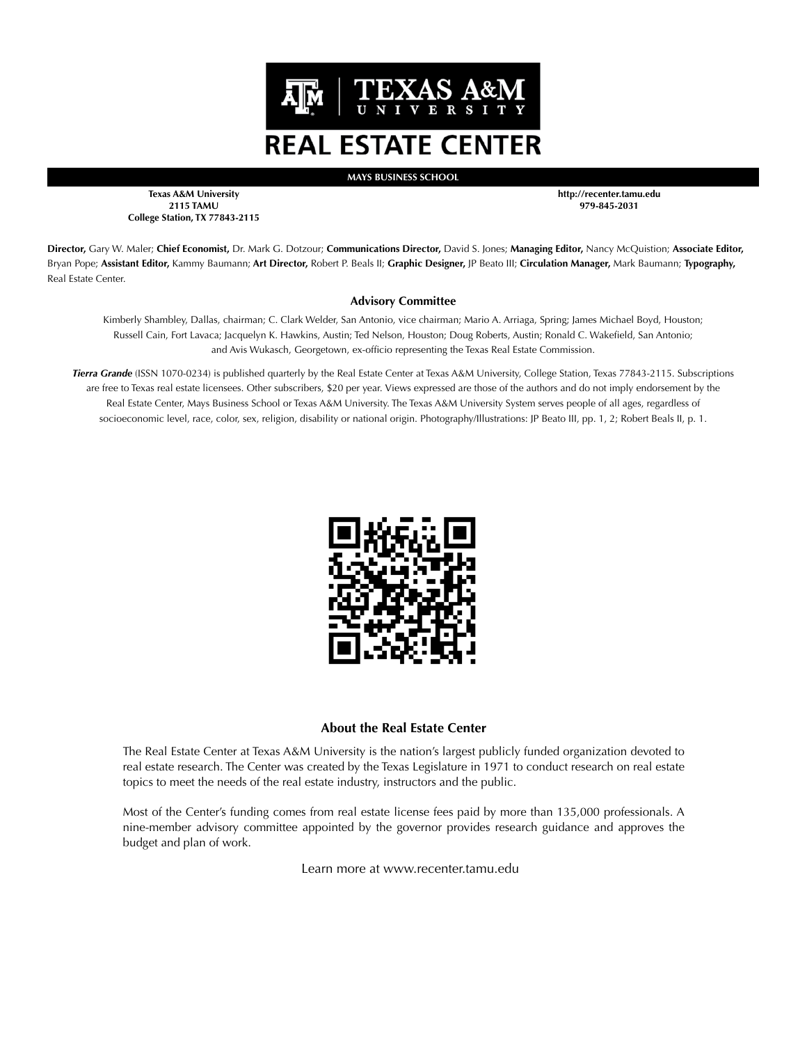# TEXAS A&M UNIVERSITY

# REAL ESTATE CENTER

**MAYS BUSINESS SCHOOL**

**Texas A&M University**
**2115 TAMU**
**College Station, TX 77843-2115**

**http://recenter.tamu.edu**
**979-845-2031**

**Director,** Gary W. Maler; **Chief Economist,** Dr. Mark G. Dotzour; **Communications Director,** David S. Jones; **Managing Editor,** Nancy McQuistion; **Associate Editor,** Bryan Pope; **Assistant Editor,** Kammy Baumann; **Art Director,** Robert P. Beals II; **Graphic Designer,** JP Beato III; **Circulation Manager,** Mark Baumann; **Typography,** Real Estate Center.

## Advisory Committee

Kimberly Shambley, Dallas, chairman; C. Clark Welder, San Antonio, vice chairman; Mario A. Arriaga, Spring; James Michael Boyd, Houston; Russell Cain, Fort Lavaca; Jacquelyn K. Hawkins, Austin; Ted Nelson, Houston; Doug Roberts, Austin; Ronald C. Wakefield, San Antonio; and Avis Wukasch, Georgetown, ex-officio representing the Texas Real Estate Commission.

***Tierra Grande*** (ISSN 1070-0234) is published quarterly by the Real Estate Center at Texas A&M University, College Station, Texas 77843-2115. Subscriptions are free to Texas real estate licensees. Other subscribers, $20 per year. Views expressed are those of the authors and do not imply endorsement by the Real Estate Center, Mays Business School or Texas A&M University. The Texas A&M University System serves people of all ages, regardless of socioeconomic level, race, color, sex, religion, disability or national origin. Photography/Illustrations: JP Beato III, pp. 1, 2; Robert Beals II, p. 1.

## About the Real Estate Center

The Real Estate Center at Texas A&M University is the nation's largest publicly funded organization devoted to real estate research. The Center was created by the Texas Legislature in 1971 to conduct research on real estate topics to meet the needs of the real estate industry, instructors and the public.

Most of the Center's funding comes from real estate license fees paid by more than 135,000 professionals. A nine-member advisory committee appointed by the governor provides research guidance and approves the budget and plan of work.

Learn more at www.recenter.tamu.edu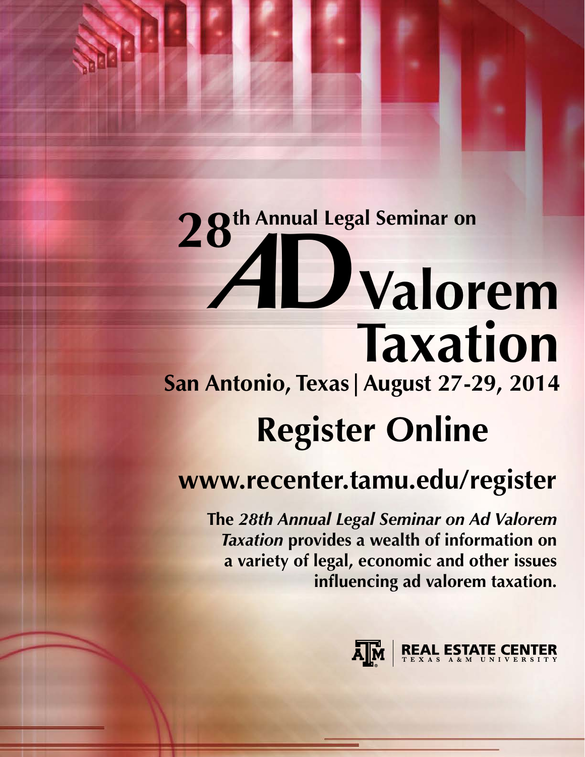# 28th Annual Legal Seminar on AD Valorem Taxation

## San Antonio, Texas | August 27-29, 2014

## Register Online

## www.recenter.tamu.edu/register

**The *28th Annual Legal Seminar on Ad Valorem Taxation* provides a wealth of information on a variety of legal, economic and other issues influencing ad valorem taxation.**

REAL ESTATE CENTER
TEXAS A&M UNIVERSITY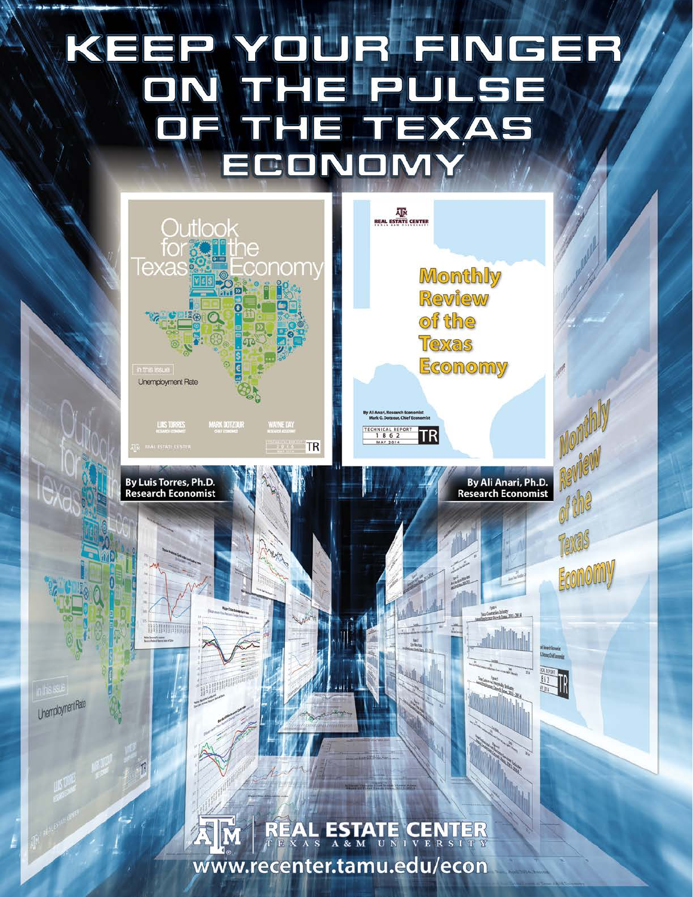# KEEP YOUR FINGER ON THE PULSE OF THE TEXAS ECONOMY

Outlook for the Texas Economy

in this issue

Unemployment Rate

LUIS TORRES, RESEARCH ECONOMIST

MARK DOTZOUR, CHIEF ECONOMIST

WAYNE DAY, RESEARCH ASSISTANT

REAL ESTATE CENTER

TR

**By Luis Torres, Ph.D.**
**Research Economist**

REAL ESTATE CENTER, TEXAS A&M UNIVERSITY

Monthly Review of the Texas Economy

By Ali Anari, Research Economist
Mark G. Dotzour, Chief Economist

TECHNICAL REPORT 1862 MAY 2014

TR

**By Ali Anari, Ph.D.**
**Research Economist**

REAL ESTATE CENTER
TEXAS A&M UNIVERSITY

www.recenter.tamu.edu/econ